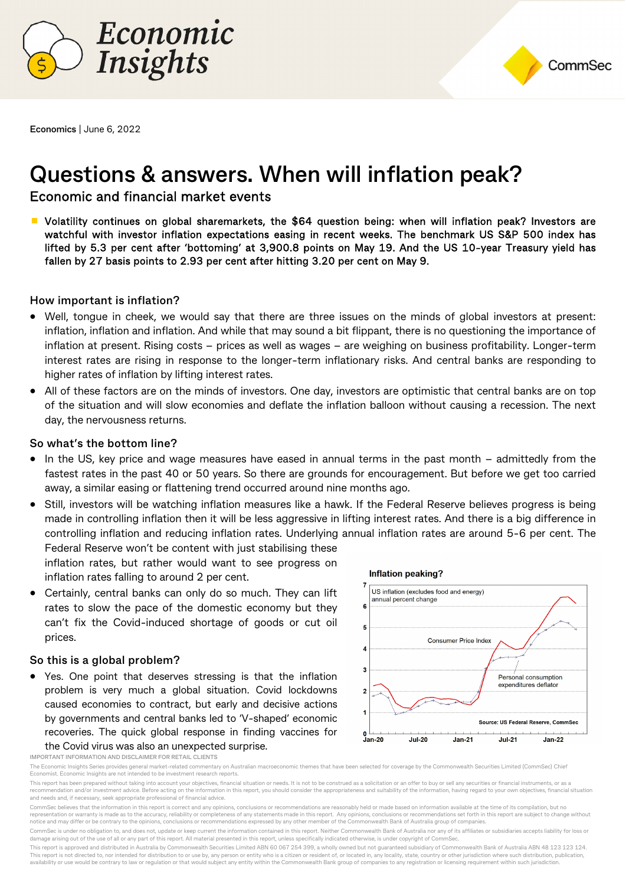Economics | June 6, 2022

# Questions & answers. When will inflation peak?

## Economic and financial market events

- **Volatility continues on global sharemarkets, the $64 question being: when will inflation peak? Investors are watchful with investor inflation expectations easing in recent weeks. The benchmark US S&P 500 index has lifted by 5.3 per cent after 'bottoming' at 3,900.8 points on May 19. And the US 10-year Treasury yield has fallen by 27 basis points to 2.93 per cent after hitting 3.20 per cent on May 9.**

### How important is inflation?

- Well, tongue in cheek, we would say that there are three issues on the minds of global investors at present: inflation, inflation and inflation. And while that may sound a bit flippant, there is no questioning the importance of inflation at present. Rising costs – prices as well as wages – are weighing on business profitability. Longer-term interest rates are rising in response to the longer-term inflationary risks. And central banks are responding to higher rates of inflation by lifting interest rates.
- All of these factors are on the minds of investors. One day, investors are optimistic that central banks are on top of the situation and will slow economies and deflate the inflation balloon without causing a recession. The next day, the nervousness returns.

### So what's the bottom line?

- In the US, key price and wage measures have eased in annual terms in the past month – admittedly from the fastest rates in the past 40 or 50 years. So there are grounds for encouragement. But before we get too carried away, a similar easing or flattening trend occurred around nine months ago.
- Still, investors will be watching inflation measures like a hawk. If the Federal Reserve believes progress is being made in controlling inflation then it will be less aggressive in lifting interest rates. And there is a big difference in controlling inflation and reducing inflation rates. Underlying annual inflation rates are around 5-6 per cent. The Federal Reserve won't be content with just stabilising these inflation rates, but rather would want to see progress on inflation rates falling to around 2 per cent.
- Certainly, central banks can only do so much. They can lift rates to slow the pace of the domestic economy but they can't fix the Covid-induced shortage of goods or cut oil prices.

### So this is a global problem?

- Yes. One point that deserves stressing is that the inflation problem is very much a global situation. Covid lockdowns caused economies to contract, but early and decisive actions by governments and central banks led to 'V-shaped' economic recoveries. The quick global response in finding vaccines for the Covid virus was also an unexpected surprise.

**Inflation peaking?**

US inflation (excludes food and energy) annual percent change

Consumer Price Index; Personal consumption expenditures deflator

Source: US Federal Reserve, CommSec

IMPORTANT INFORMATION AND DISCLAIMER FOR RETAIL CLIENTS

The Economic Insights Series provides general market-related commentary on Australian macroeconomic themes that have been selected for coverage by the Commonwealth Securities Limited (CommSec) Chief Economist. Economic Insights are not intended to be investment research reports.

This report has been prepared without taking into account your objectives, financial situation or needs. It is not to be construed as a solicitation or an offer to buy or sell any securities or financial instruments, or as a recommendation and/or investment advice. Before acting on the information in this report, you should consider the appropriateness and suitability of the information, having regard to your own objectives, financial situation and needs and, if necessary, seek appropriate professional of financial advice.

CommSec believes that the information in this report is correct and any opinions, conclusions or recommendations are reasonably held or made based on information available at the time of its compilation, but no representation or warranty is made as to the accuracy, reliability or completeness of any statements made in this report. Any opinions, conclusions or recommendations set forth in this report are subject to change without notice and may differ or be contrary to the opinions, conclusions or recommendations expressed by any other member of the Commonwealth Bank of Australia group of companies.

CommSec is under no obligation to, and does not, update or keep current the information contained in this report. Neither Commonwealth Bank of Australia nor any of its affiliates or subsidiaries accepts liability for loss or damage arising out of the use of all or any part of this report. All material presented in this report, unless specifically indicated otherwise, is under copyright of CommSec.

This report is approved and distributed in Australia by Commonwealth Securities Limited ABN 60 067 254 399, a wholly owned but not guaranteed subsidiary of Commonwealth Bank of Australia ABN 48 123 123 124. This report is not directed to, nor intended for distribution to or use by, any person or entity who is a citizen or resident of, or located in, any locality, state, country or other jurisdiction where such distribution, publication, availability or use would be contrary to law or regulation or that would subject any entity within the Commonwealth Bank group of companies to any registration or licensing requirement within such jurisdiction.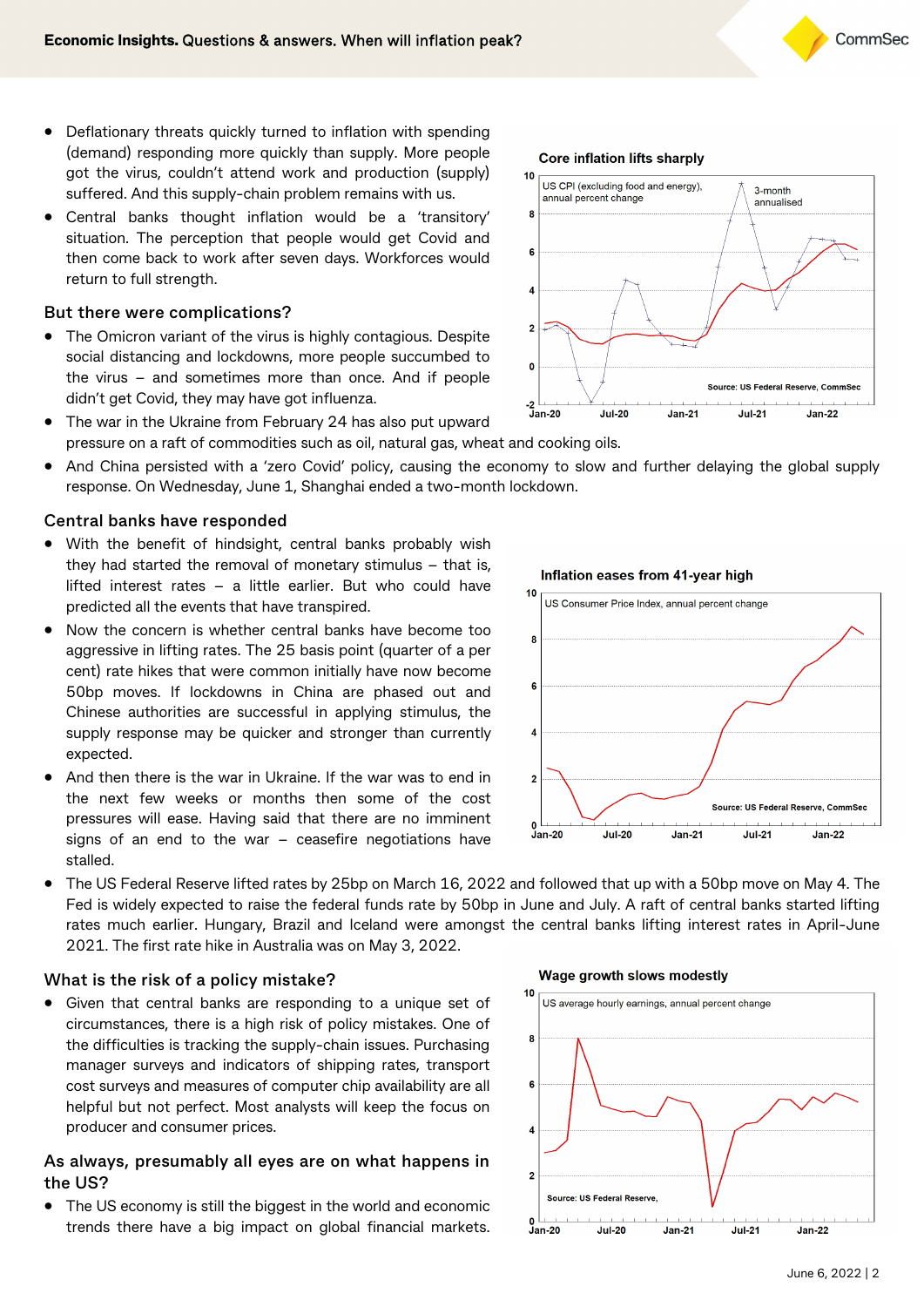- Deflationary threats quickly turned to inflation with spending (demand) responding more quickly than supply. More people got the virus, couldn't attend work and production (supply) suffered. And this supply-chain problem remains with us.
- Central banks thought inflation would be a 'transitory' situation. The perception that people would get Covid and then come back to work after seven days. Workforces would return to full strength.

## But there were complications?

- The Omicron variant of the virus is highly contagious. Despite social distancing and lockdowns, more people succumbed to the virus – and sometimes more than once. And if people didn't get Covid, they may have got influenza.
- The war in the Ukraine from February 24 has also put upward pressure on a raft of commodities such as oil, natural gas, wheat and cooking oils.
- And China persisted with a 'zero Covid' policy, causing the economy to slow and further delaying the global supply response. On Wednesday, June 1, Shanghai ended a two-month lockdown.

**Core inflation lifts sharply**

US CPI (excluding food and energy), annual percent change; 3-month annualised

Source: US Federal Reserve, CommSec

## Central banks have responded

- With the benefit of hindsight, central banks probably wish they had started the removal of monetary stimulus – that is, lifted interest rates – a little earlier. But who could have predicted all the events that have transpired.
- Now the concern is whether central banks have become too aggressive in lifting rates. The 25 basis point (quarter of a per cent) rate hikes that were common initially have now become 50bp moves. If lockdowns in China are phased out and Chinese authorities are successful in applying stimulus, the supply response may be quicker and stronger than currently expected.
- And then there is the war in Ukraine. If the war was to end in the next few weeks or months then some of the cost pressures will ease. Having said that there are no imminent signs of an end to the war – ceasefire negotiations have stalled.
- The US Federal Reserve lifted rates by 25bp on March 16, 2022 and followed that up with a 50bp move on May 4. The Fed is widely expected to raise the federal funds rate by 50bp in June and July. A raft of central banks started lifting rates much earlier. Hungary, Brazil and Iceland were amongst the central banks lifting interest rates in April-June 2021. The first rate hike in Australia was on May 3, 2022.

**Inflation eases from 41-year high**

US Consumer Price Index, annual percent change

Source: US Federal Reserve, CommSec

## What is the risk of a policy mistake?

- Given that central banks are responding to a unique set of circumstances, there is a high risk of policy mistakes. One of the difficulties is tracking the supply-chain issues. Purchasing manager surveys and indicators of shipping rates, transport cost surveys and measures of computer chip availability are all helpful but not perfect. Most analysts will keep the focus on producer and consumer prices.

## As always, presumably all eyes are on what happens in the US?

- The US economy is still the biggest in the world and economic trends there have a big impact on global financial markets.

**Wage growth slows modestly**

US average hourly earnings, annual percent change

Source: US Federal Reserve,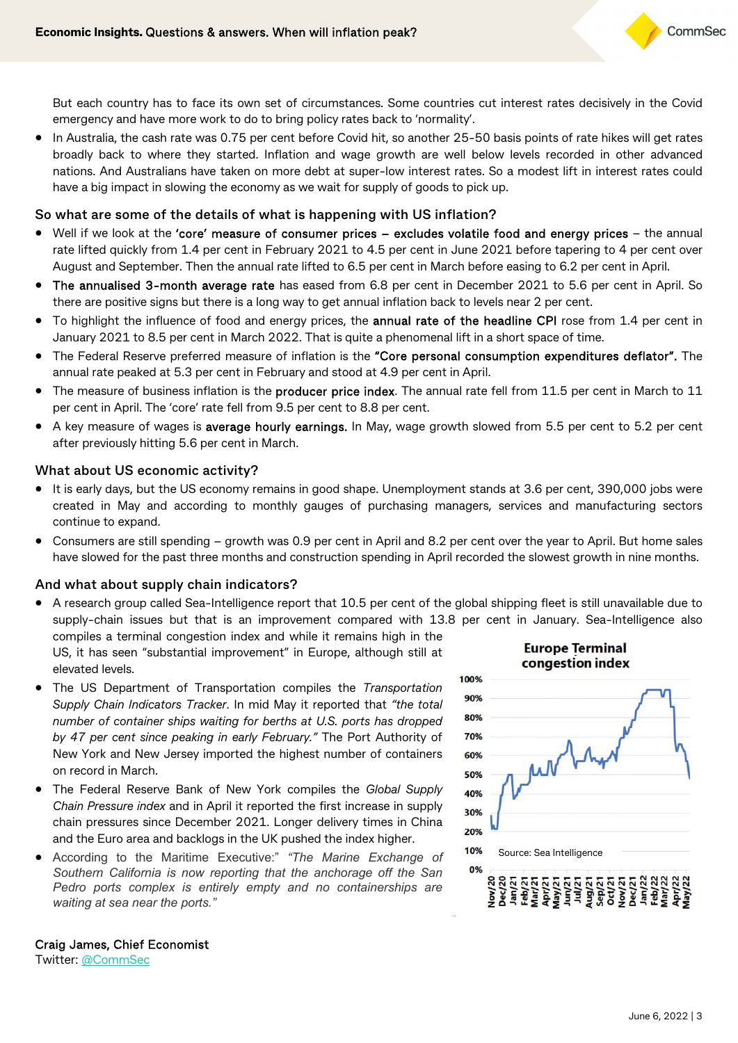But each country has to face its own set of circumstances. Some countries cut interest rates decisively in the Covid emergency and have more work to do to bring policy rates back to 'normality'.

- In Australia, the cash rate was 0.75 per cent before Covid hit, so another 25-50 basis points of rate hikes will get rates broadly back to where they started. Inflation and wage growth are well below levels recorded in other advanced nations. And Australians have taken on more debt at super-low interest rates. So a modest lift in interest rates could have a big impact in slowing the economy as we wait for supply of goods to pick up.

## So what are some of the details of what is happening with US inflation?

- Well if we look at the **'core' measure of consumer prices – excludes volatile food and energy prices** – the annual rate lifted quickly from 1.4 per cent in February 2021 to 4.5 per cent in June 2021 before tapering to 4 per cent over August and September. Then the annual rate lifted to 6.5 per cent in March before easing to 6.2 per cent in April.
- **The annualised 3-month average rate** has eased from 6.8 per cent in December 2021 to 5.6 per cent in April. So there are positive signs but there is a long way to get annual inflation back to levels near 2 per cent.
- To highlight the influence of food and energy prices, the **annual rate of the headline CPI** rose from 1.4 per cent in January 2021 to 8.5 per cent in March 2022. That is quite a phenomenal lift in a short space of time.
- The Federal Reserve preferred measure of inflation is the **"Core personal consumption expenditures deflator".** The annual rate peaked at 5.3 per cent in February and stood at 4.9 per cent in April.
- The measure of business inflation is the **producer price index**. The annual rate fell from 11.5 per cent in March to 11 per cent in April. The 'core' rate fell from 9.5 per cent to 8.8 per cent.
- A key measure of wages is **average hourly earnings.** In May, wage growth slowed from 5.5 per cent to 5.2 per cent after previously hitting 5.6 per cent in March.

## What about US economic activity?

- It is early days, but the US economy remains in good shape. Unemployment stands at 3.6 per cent, 390,000 jobs were created in May and according to monthly gauges of purchasing managers, services and manufacturing sectors continue to expand.
- Consumers are still spending – growth was 0.9 per cent in April and 8.2 per cent over the year to April. But home sales have slowed for the past three months and construction spending in April recorded the slowest growth in nine months.

## And what about supply chain indicators?

- A research group called Sea-Intelligence report that 10.5 per cent of the global shipping fleet is still unavailable due to supply-chain issues but that is an improvement compared with 13.8 per cent in January. Sea-Intelligence also compiles a terminal congestion index and while it remains high in the US, it has seen "substantial improvement" in Europe, although still at elevated levels.
- The US Department of Transportation compiles the *Transportation Supply Chain Indicators Tracker*. In mid May it reported that *"the total number of container ships waiting for berths at U.S. ports has dropped by 47 per cent since peaking in early February."* The Port Authority of New York and New Jersey imported the highest number of containers on record in March.
- The Federal Reserve Bank of New York compiles the *Global Supply Chain Pressure index* and in April it reported the first increase in supply chain pressures since December 2021. Longer delivery times in China and the Euro area and backlogs in the UK pushed the index higher.
- According to the Maritime Executive:" *"The Marine Exchange of Southern California is now reporting that the anchorage off the San Pedro ports complex is entirely empty and no containerships are waiting at sea near the ports."*

**Europe Terminal congestion index**

100%
90%
80%
70%
60%
50%
40%
30%
20%
10%
0%

Nov/20 Dec/20 Jan/21 Feb/21 Mar/21 Apr/21 May/21 Jun/21 Jul/21 Aug/21 Sep/21 Oct/21 Nov/21 Dec/21 Jan/22 Feb/22 Mar/22 Apr/22 May/22

Source: Sea Intelligence

**Craig James, Chief Economist**
Twitter: @CommSec